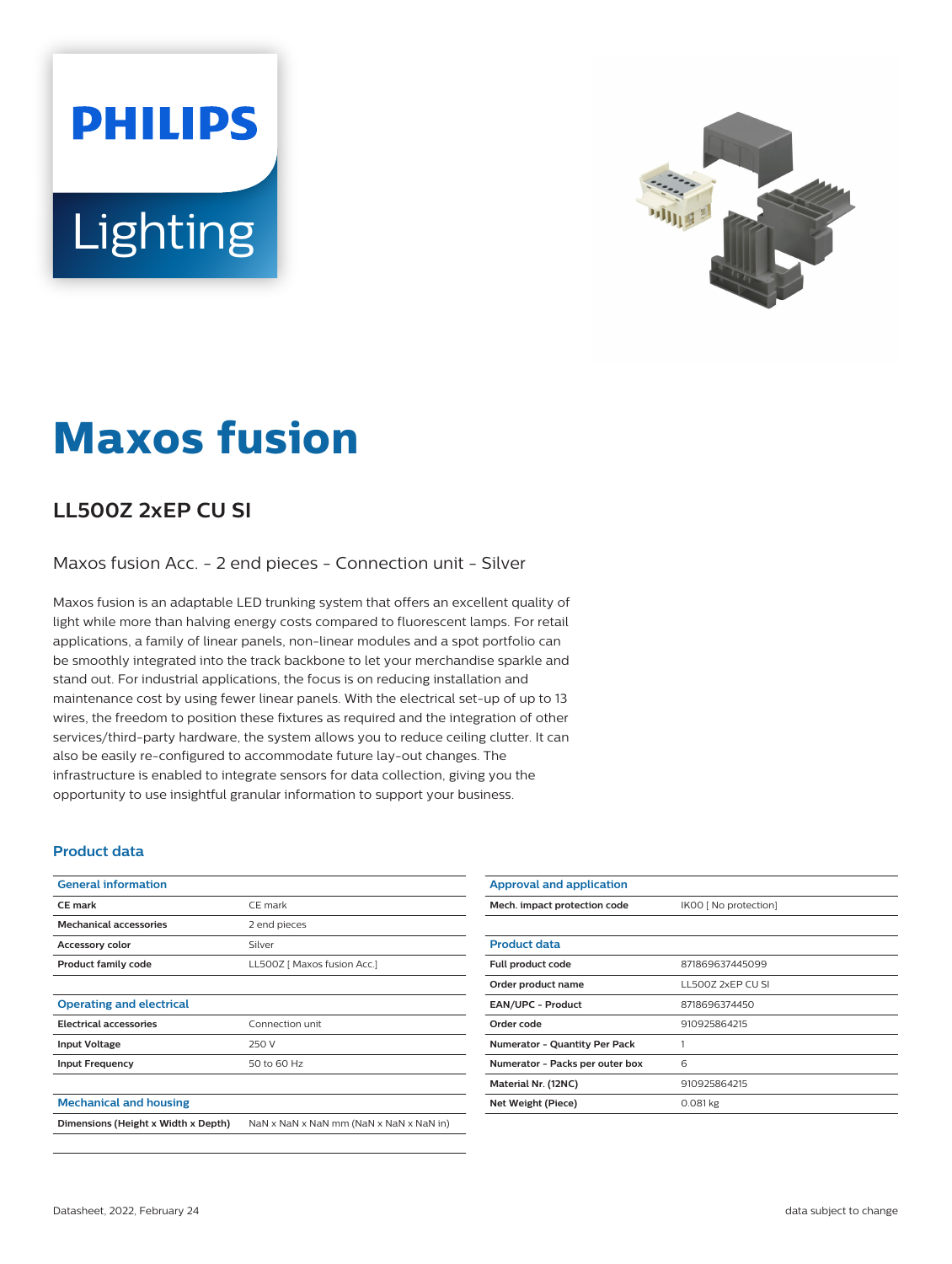PHILIPS

Lighting

# Maxos fusion

## LL500Z 2xEP CU SI

Maxos fusion Acc. - 2 end pieces - Connection unit - Silver

Maxos fusion is an adaptable LED trunking system that offers an excellent quality of light while more than halving energy costs compared to fluorescent lamps. For retail applications, a family of linear panels, non-linear modules and a spot portfolio can be smoothly integrated into the track backbone to let your merchandise sparkle and stand out. For industrial applications, the focus is on reducing installation and maintenance cost by using fewer linear panels. With the electrical set-up of up to 13 wires, the freedom to position these fixtures as required and the integration of other services/third-party hardware, the system allows you to reduce ceiling clutter. It can also be easily re-configured to accommodate future lay-out changes. The infrastructure is enabled to integrate sensors for data collection, giving you the opportunity to use insightful granular information to support your business.

### Product data

| General information | |
|---|---|
| CE mark | CE mark |
| Mechanical accessories | 2 end pieces |
| Accessory color | Silver |
| Product family code | LL500Z [ Maxos fusion Acc.] |

| Operating and electrical | |
|---|---|
| Electrical accessories | Connection unit |
| Input Voltage | 250 V |
| Input Frequency | 50 to 60 Hz |

| Mechanical and housing | |
|---|---|
| Dimensions (Height x Width x Depth) | NaN x NaN x NaN mm (NaN x NaN x NaN in) |

| Approval and application | |
|---|---|
| Mech. impact protection code | IK00 [ No protection] |

| Product data | |
|---|---|
| Full product code | 871869637445099 |
| Order product name | LL500Z 2xEP CU SI |
| EAN/UPC - Product | 8718696374450 |
| Order code | 910925864215 |
| Numerator - Quantity Per Pack | 1 |
| Numerator - Packs per outer box | 6 |
| Material Nr. (12NC) | 910925864215 |
| Net Weight (Piece) | 0.081 kg |

Datasheet, 2022, February 24 data subject to change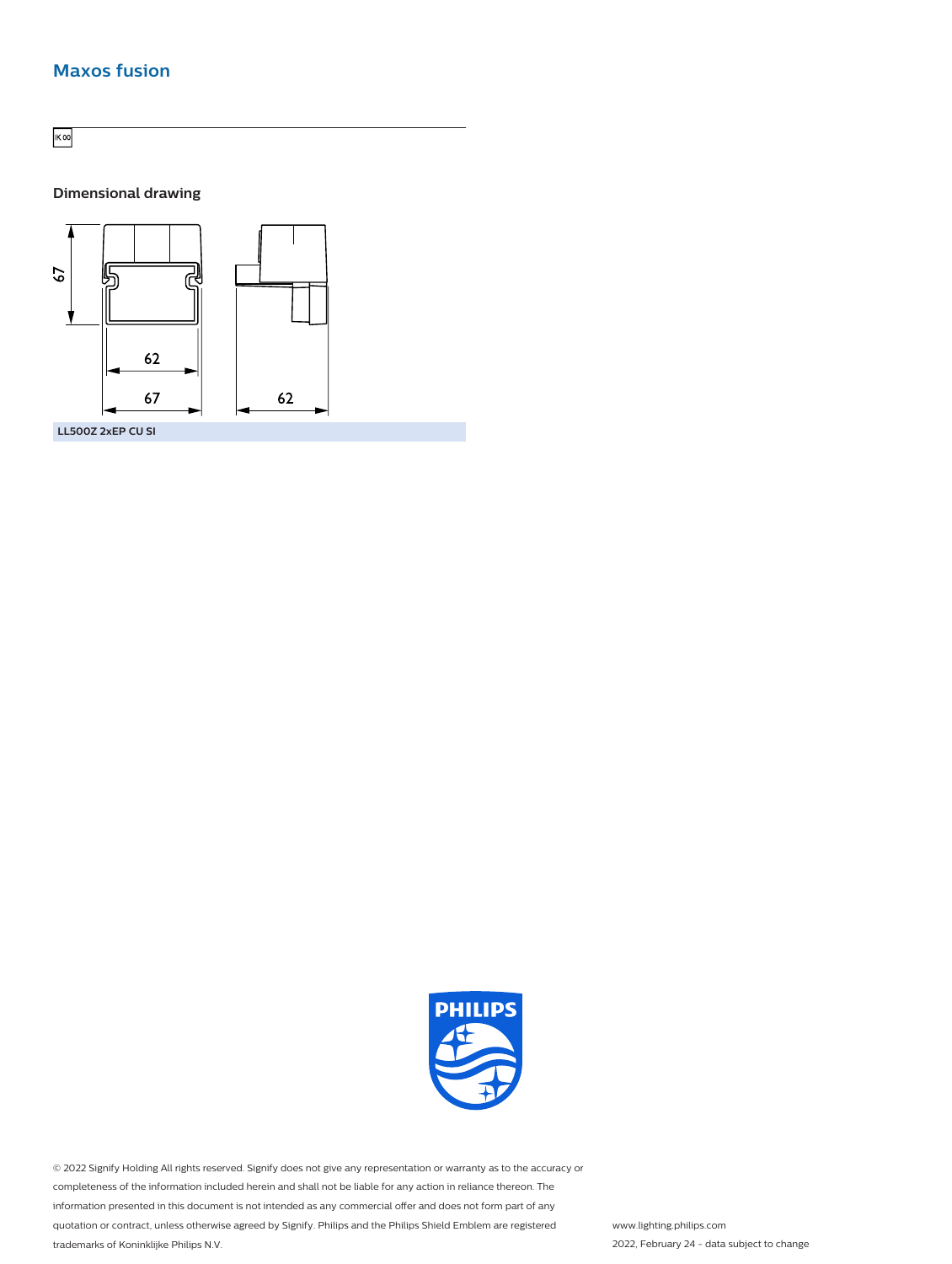## Maxos fusion

IK00

### Dimensional drawing

67

62

67

62

**LL500Z 2xEP CU SI**

© 2022 Signify Holding All rights reserved. Signify does not give any representation or warranty as to the accuracy or completeness of the information included herein and shall not be liable for any action in reliance thereon. The information presented in this document is not intended as any commercial offer and does not form part of any quotation or contract, unless otherwise agreed by Signify. Philips and the Philips Shield Emblem are registered trademarks of Koninklijke Philips N.V.

www.lighting.philips.com

2022, February 24 - data subject to change